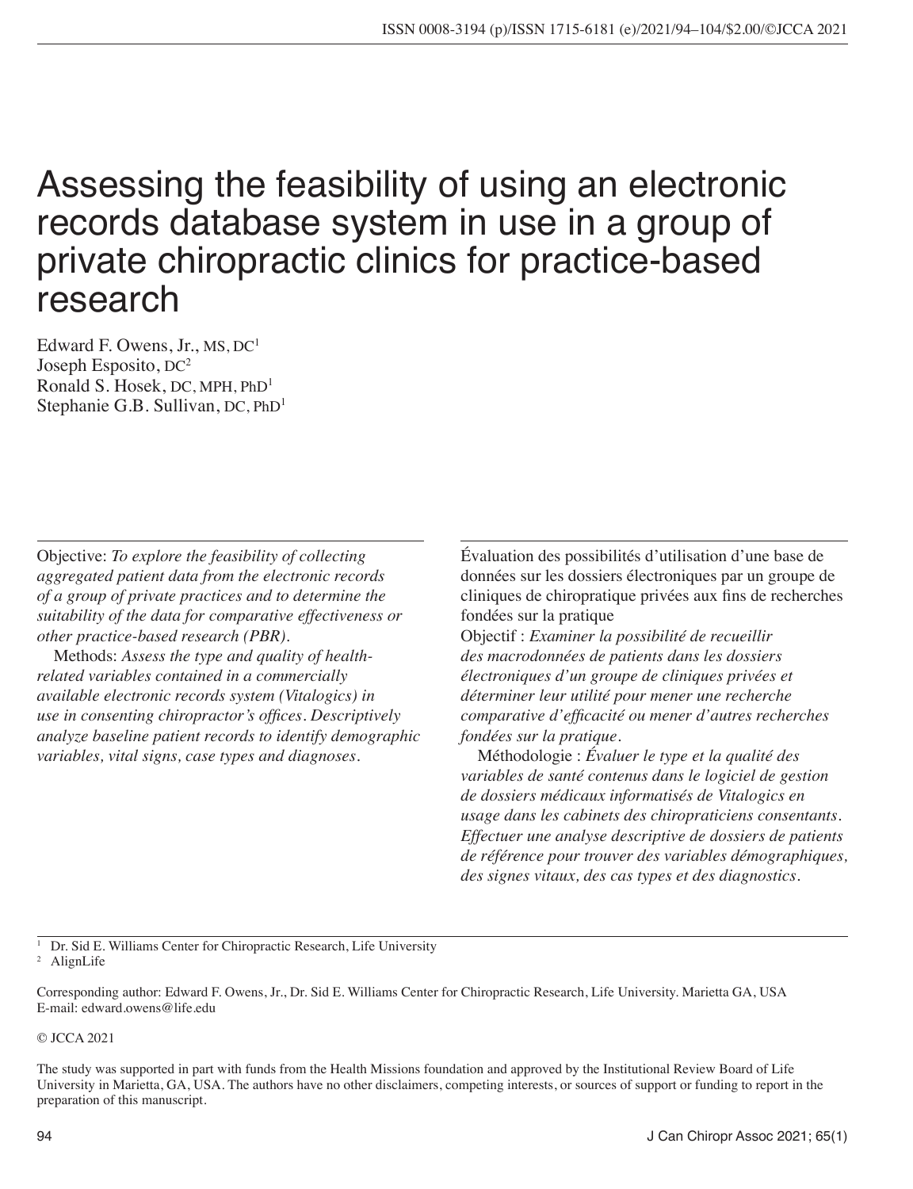# Assessing the feasibility of using an electronic records database system in use in a group of private chiropractic clinics for practice-based research

Edward F. Owens, Jr., MS, DC[1]
Joseph Esposito, DC[2]
Ronald S. Hosek, DC, MPH, PhD[1]
Stephanie G.B. Sullivan, DC, PhD[1]

Objective: *To explore the feasibility of collecting aggregated patient data from the electronic records of a group of private practices and to determine the suitability of the data for comparative effectiveness or other practice-based research (PBR).*

Methods: *Assess the type and quality of health-related variables contained in a commercially available electronic records system (Vitalogics) in use in consenting chiropractor's offices. Descriptively analyze baseline patient records to identify demographic variables, vital signs, case types and diagnoses.*

Évaluation des possibilités d'utilisation d'une base de données sur les dossiers électroniques par un groupe de cliniques de chiropratique privées aux fins de recherches fondées sur la pratique

Objectif : *Examiner la possibilité de recueillir des macrodonnées de patients dans les dossiers électroniques d'un groupe de cliniques privées et déterminer leur utilité pour mener une recherche comparative d'efficacité ou mener d'autres recherches fondées sur la pratique.*

Méthodologie : *Évaluer le type et la qualité des variables de santé contenus dans le logiciel de gestion de dossiers médicaux informatisés de Vitalogics en usage dans les cabinets des chiropraticiens consentants. Effectuer une analyse descriptive de dossiers de patients de référence pour trouver des variables démographiques, des signes vitaux, des cas types et des diagnostics.*

[1] Dr. Sid E. Williams Center for Chiropractic Research, Life University
[2] AlignLife

Corresponding author: Edward F. Owens, Jr., Dr. Sid E. Williams Center for Chiropractic Research, Life University. Marietta GA, USA
E-mail: edward.owens@life.edu

© JCCA 2021

The study was supported in part with funds from the Health Missions foundation and approved by the Institutional Review Board of Life University in Marietta, GA, USA. The authors have no other disclaimers, competing interests, or sources of support or funding to report in the preparation of this manuscript.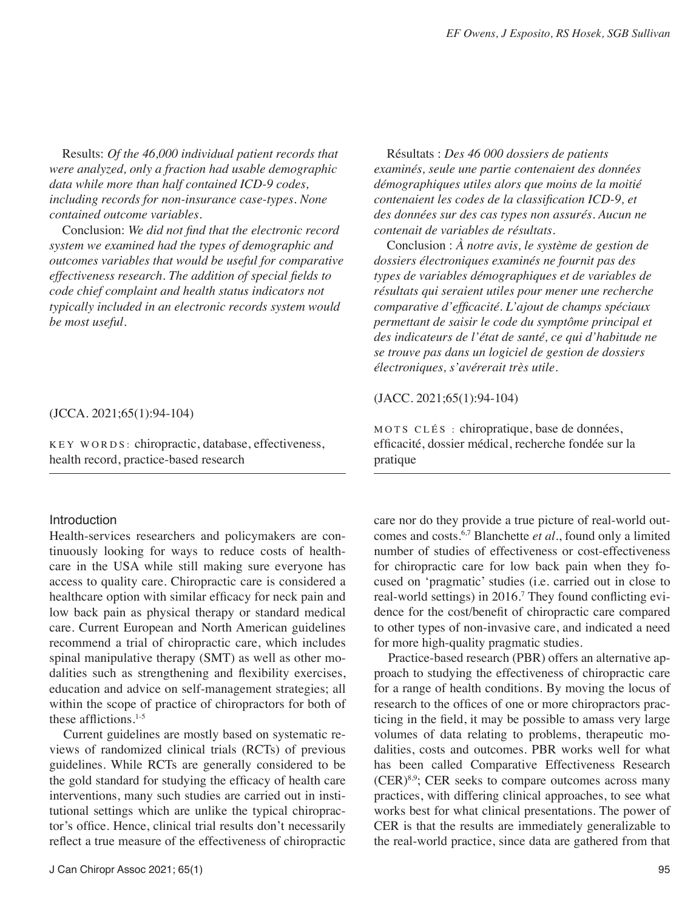Results: *Of the 46,000 individual patient records that were analyzed, only a fraction had usable demographic data while more than half contained ICD-9 codes, including records for non-insurance case-types. None contained outcome variables.*

Conclusion: *We did not find that the electronic record system we examined had the types of demographic and outcomes variables that would be useful for comparative effectiveness research. The addition of special fields to code chief complaint and health status indicators not typically included in an electronic records system would be most useful.*

(JCCA. 2021;65(1):94-104)

KEY WORDS: chiropractic, database, effectiveness, health record, practice-based research

Résultats : *Des 46 000 dossiers de patients examinés, seule une partie contenaient des données démographiques utiles alors que moins de la moitié contenaient les codes de la classification ICD-9, et des données sur des cas types non assurés. Aucun ne contenait de variables de résultats.*

Conclusion : *À notre avis, le système de gestion de dossiers électroniques examinés ne fournit pas des types de variables démographiques et de variables de résultats qui seraient utiles pour mener une recherche comparative d'efficacité. L'ajout de champs spéciaux permettant de saisir le code du symptôme principal et des indicateurs de l'état de santé, ce qui d'habitude ne se trouve pas dans un logiciel de gestion de dossiers électroniques, s'avérerait très utile.*

(JACC. 2021;65(1):94-104)

MOTS CLÉS : chiropratique, base de données, efficacité, dossier médical, recherche fondée sur la pratique

## Introduction

Health-services researchers and policymakers are continuously looking for ways to reduce costs of healthcare in the USA while still making sure everyone has access to quality care. Chiropractic care is considered a healthcare option with similar efficacy for neck pain and low back pain as physical therapy or standard medical care. Current European and North American guidelines recommend a trial of chiropractic care, which includes spinal manipulative therapy (SMT) as well as other modalities such as strengthening and flexibility exercises, education and advice on self-management strategies; all within the scope of practice of chiropractors for both of these afflictions.[1-5]

Current guidelines are mostly based on systematic reviews of randomized clinical trials (RCTs) of previous guidelines. While RCTs are generally considered to be the gold standard for studying the efficacy of health care interventions, many such studies are carried out in institutional settings which are unlike the typical chiropractor's office. Hence, clinical trial results don't necessarily reflect a true measure of the effectiveness of chiropractic care nor do they provide a true picture of real-world outcomes and costs.[6,7] Blanchette *et al*., found only a limited number of studies of effectiveness or cost-effectiveness for chiropractic care for low back pain when they focused on 'pragmatic' studies (i.e. carried out in close to real-world settings) in 2016.[7] They found conflicting evidence for the cost/benefit of chiropractic care compared to other types of non-invasive care, and indicated a need for more high-quality pragmatic studies.

Practice-based research (PBR) offers an alternative approach to studying the effectiveness of chiropractic care for a range of health conditions. By moving the locus of research to the offices of one or more chiropractors practicing in the field, it may be possible to amass very large volumes of data relating to problems, therapeutic modalities, costs and outcomes. PBR works well for what has been called Comparative Effectiveness Research (CER)[8,9]; CER seeks to compare outcomes across many practices, with differing clinical approaches, to see what works best for what clinical presentations. The power of CER is that the results are immediately generalizable to the real-world practice, since data are gathered from that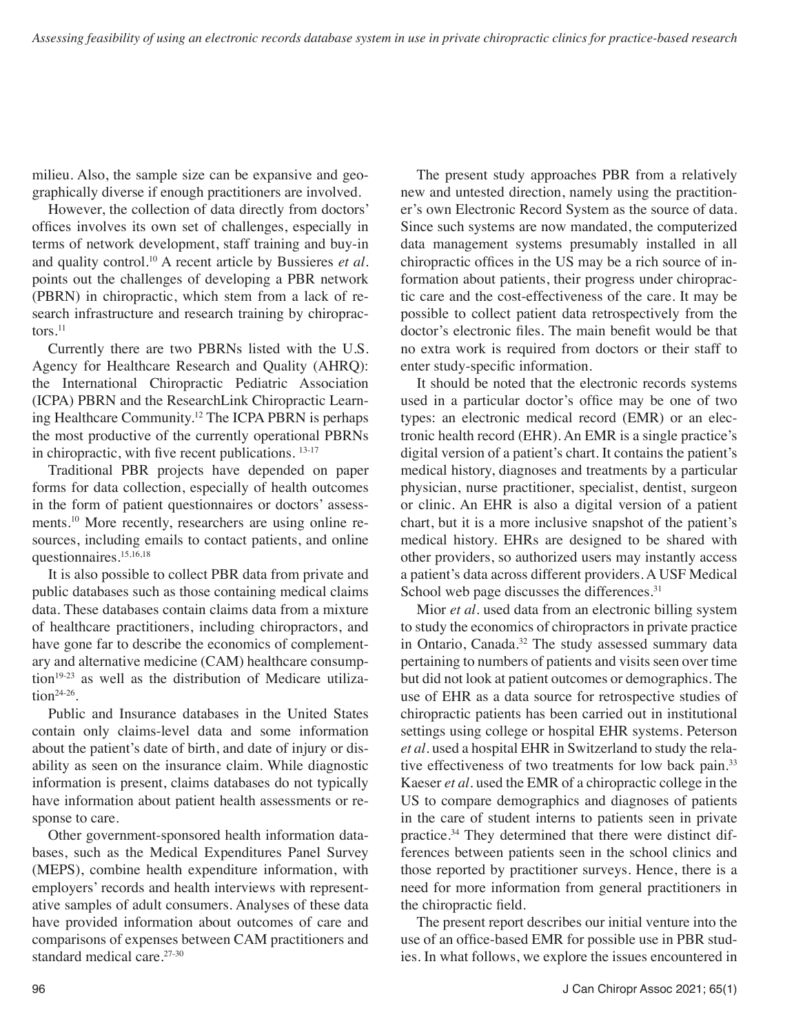milieu. Also, the sample size can be expansive and geographically diverse if enough practitioners are involved.

However, the collection of data directly from doctors' offices involves its own set of challenges, especially in terms of network development, staff training and buy-in and quality control.[10] A recent article by Bussieres *et al.* points out the challenges of developing a PBR network (PBRN) in chiropractic, which stem from a lack of research infrastructure and research training by chiropractors.[11]

Currently there are two PBRNs listed with the U.S. Agency for Healthcare Research and Quality (AHRQ): the International Chiropractic Pediatric Association (ICPA) PBRN and the ResearchLink Chiropractic Learning Healthcare Community.[12] The ICPA PBRN is perhaps the most productive of the currently operational PBRNs in chiropractic, with five recent publications. [13-17]

Traditional PBR projects have depended on paper forms for data collection, especially of health outcomes in the form of patient questionnaires or doctors' assessments.[10] More recently, researchers are using online resources, including emails to contact patients, and online questionnaires.[15,16,18]

It is also possible to collect PBR data from private and public databases such as those containing medical claims data. These databases contain claims data from a mixture of healthcare practitioners, including chiropractors, and have gone far to describe the economics of complementary and alternative medicine (CAM) healthcare consumption[19-23] as well as the distribution of Medicare utilization[24-26].

Public and Insurance databases in the United States contain only claims-level data and some information about the patient's date of birth, and date of injury or disability as seen on the insurance claim. While diagnostic information is present, claims databases do not typically have information about patient health assessments or response to care.

Other government-sponsored health information databases, such as the Medical Expenditures Panel Survey (MEPS), combine health expenditure information, with employers' records and health interviews with representative samples of adult consumers. Analyses of these data have provided information about outcomes of care and comparisons of expenses between CAM practitioners and standard medical care.[27-30]

The present study approaches PBR from a relatively new and untested direction, namely using the practitioner's own Electronic Record System as the source of data. Since such systems are now mandated, the computerized data management systems presumably installed in all chiropractic offices in the US may be a rich source of information about patients, their progress under chiropractic care and the cost-effectiveness of the care. It may be possible to collect patient data retrospectively from the doctor's electronic files. The main benefit would be that no extra work is required from doctors or their staff to enter study-specific information.

It should be noted that the electronic records systems used in a particular doctor's office may be one of two types: an electronic medical record (EMR) or an electronic health record (EHR). An EMR is a single practice's digital version of a patient's chart. It contains the patient's medical history, diagnoses and treatments by a particular physician, nurse practitioner, specialist, dentist, surgeon or clinic. An EHR is also a digital version of a patient chart, but it is a more inclusive snapshot of the patient's medical history. EHRs are designed to be shared with other providers, so authorized users may instantly access a patient's data across different providers. A USF Medical School web page discusses the differences.[31]

Mior *et al.* used data from an electronic billing system to study the economics of chiropractors in private practice in Ontario, Canada.[32] The study assessed summary data pertaining to numbers of patients and visits seen over time but did not look at patient outcomes or demographics. The use of EHR as a data source for retrospective studies of chiropractic patients has been carried out in institutional settings using college or hospital EHR systems. Peterson *et al.* used a hospital EHR in Switzerland to study the relative effectiveness of two treatments for low back pain.[33] Kaeser *et al.* used the EMR of a chiropractic college in the US to compare demographics and diagnoses of patients in the care of student interns to patients seen in private practice.[34] They determined that there were distinct differences between patients seen in the school clinics and those reported by practitioner surveys. Hence, there is a need for more information from general practitioners in the chiropractic field.

The present report describes our initial venture into the use of an office-based EMR for possible use in PBR studies. In what follows, we explore the issues encountered in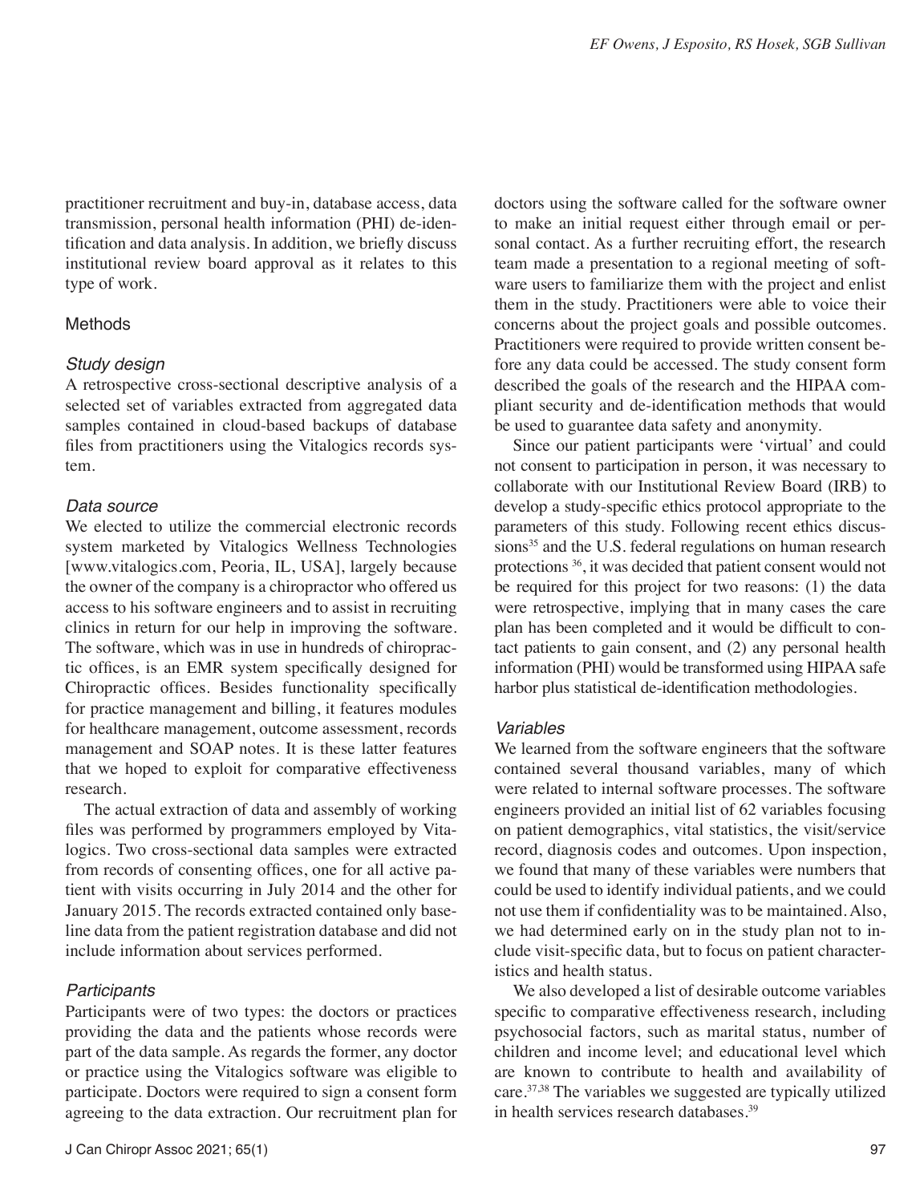practitioner recruitment and buy-in, database access, data transmission, personal health information (PHI) de-identification and data analysis. In addition, we briefly discuss institutional review board approval as it relates to this type of work.

## Methods

### *Study design*

A retrospective cross-sectional descriptive analysis of a selected set of variables extracted from aggregated data samples contained in cloud-based backups of database files from practitioners using the Vitalogics records system.

### *Data source*

We elected to utilize the commercial electronic records system marketed by Vitalogics Wellness Technologies [www.vitalogics.com, Peoria, IL, USA], largely because the owner of the company is a chiropractor who offered us access to his software engineers and to assist in recruiting clinics in return for our help in improving the software. The software, which was in use in hundreds of chiropractic offices, is an EMR system specifically designed for Chiropractic offices. Besides functionality specifically for practice management and billing, it features modules for healthcare management, outcome assessment, records management and SOAP notes. It is these latter features that we hoped to exploit for comparative effectiveness research.

The actual extraction of data and assembly of working files was performed by programmers employed by Vitalogics. Two cross-sectional data samples were extracted from records of consenting offices, one for all active patient with visits occurring in July 2014 and the other for January 2015. The records extracted contained only baseline data from the patient registration database and did not include information about services performed.

### *Participants*

Participants were of two types: the doctors or practices providing the data and the patients whose records were part of the data sample. As regards the former, any doctor or practice using the Vitalogics software was eligible to participate. Doctors were required to sign a consent form agreeing to the data extraction. Our recruitment plan for doctors using the software called for the software owner to make an initial request either through email or personal contact. As a further recruiting effort, the research team made a presentation to a regional meeting of software users to familiarize them with the project and enlist them in the study. Practitioners were able to voice their concerns about the project goals and possible outcomes. Practitioners were required to provide written consent before any data could be accessed. The study consent form described the goals of the research and the HIPAA compliant security and de-identification methods that would be used to guarantee data safety and anonymity.

Since our patient participants were 'virtual' and could not consent to participation in person, it was necessary to collaborate with our Institutional Review Board (IRB) to develop a study-specific ethics protocol appropriate to the parameters of this study. Following recent ethics discussions[35] and the U.S. federal regulations on human research protections [36], it was decided that patient consent would not be required for this project for two reasons: (1) the data were retrospective, implying that in many cases the care plan has been completed and it would be difficult to contact patients to gain consent, and (2) any personal health information (PHI) would be transformed using HIPAA safe harbor plus statistical de-identification methodologies.

### *Variables*

We learned from the software engineers that the software contained several thousand variables, many of which were related to internal software processes. The software engineers provided an initial list of 62 variables focusing on patient demographics, vital statistics, the visit/service record, diagnosis codes and outcomes. Upon inspection, we found that many of these variables were numbers that could be used to identify individual patients, and we could not use them if confidentiality was to be maintained. Also, we had determined early on in the study plan not to include visit-specific data, but to focus on patient characteristics and health status.

We also developed a list of desirable outcome variables specific to comparative effectiveness research, including psychosocial factors, such as marital status, number of children and income level; and educational level which are known to contribute to health and availability of care.[37,38] The variables we suggested are typically utilized in health services research databases.[39]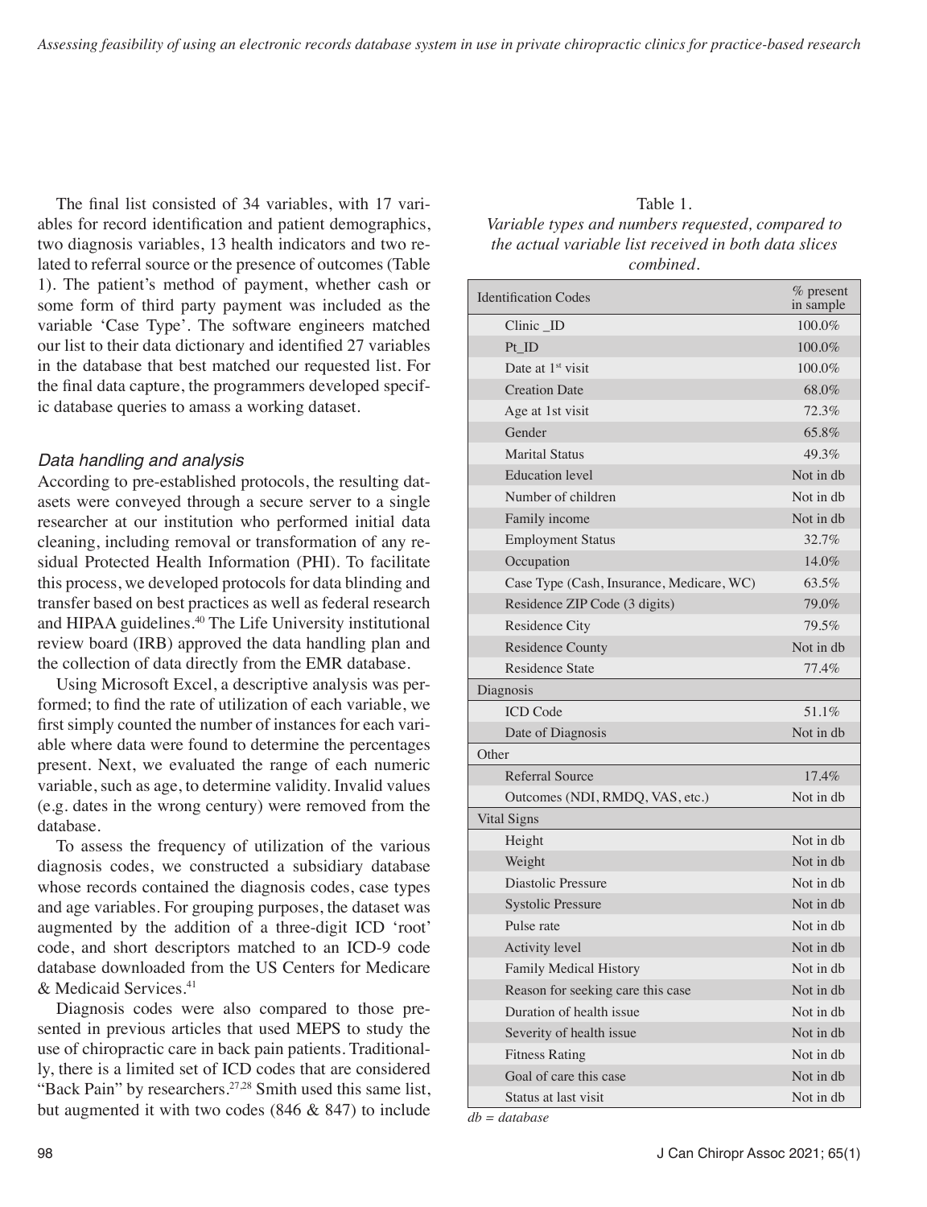The final list consisted of 34 variables, with 17 variables for record identification and patient demographics, two diagnosis variables, 13 health indicators and two related to referral source or the presence of outcomes (Table 1). The patient's method of payment, whether cash or some form of third party payment was included as the variable 'Case Type'. The software engineers matched our list to their data dictionary and identified 27 variables in the database that best matched our requested list. For the final data capture, the programmers developed specific database queries to amass a working dataset.

### *Data handling and analysis*

According to pre-established protocols, the resulting datasets were conveyed through a secure server to a single researcher at our institution who performed initial data cleaning, including removal or transformation of any residual Protected Health Information (PHI). To facilitate this process, we developed protocols for data blinding and transfer based on best practices as well as federal research and HIPAA guidelines.[40] The Life University institutional review board (IRB) approved the data handling plan and the collection of data directly from the EMR database.

Using Microsoft Excel, a descriptive analysis was performed; to find the rate of utilization of each variable, we first simply counted the number of instances for each variable where data were found to determine the percentages present. Next, we evaluated the range of each numeric variable, such as age, to determine validity. Invalid values (e.g. dates in the wrong century) were removed from the database.

To assess the frequency of utilization of the various diagnosis codes, we constructed a subsidiary database whose records contained the diagnosis codes, case types and age variables. For grouping purposes, the dataset was augmented by the addition of a three-digit ICD 'root' code, and short descriptors matched to an ICD-9 code database downloaded from the US Centers for Medicare & Medicaid Services.[41]

Diagnosis codes were also compared to those presented in previous articles that used MEPS to study the use of chiropractic care in back pain patients. Traditionally, there is a limited set of ICD codes that are considered "Back Pain" by researchers.[27,28] Smith used this same list, but augmented it with two codes (846 & 847) to include

Table 1.
*Variable types and numbers requested, compared to the actual variable list received in both data slices combined.*

| Identification Codes | % present in sample |
|---|---|
| Clinic _ID | 100.0% |
| Pt_ID | 100.0% |
| Date at 1st visit | 100.0% |
| Creation Date | 68.0% |
| Age at 1st visit | 72.3% |
| Gender | 65.8% |
| Marital Status | 49.3% |
| Education level | Not in db |
| Number of children | Not in db |
| Family income | Not in db |
| Employment Status | 32.7% |
| Occupation | 14.0% |
| Case Type (Cash, Insurance, Medicare, WC) | 63.5% |
| Residence ZIP Code (3 digits) | 79.0% |
| Residence City | 79.5% |
| Residence County | Not in db |
| Residence State | 77.4% |
| Diagnosis | |
| ICD Code | 51.1% |
| Date of Diagnosis | Not in db |
| Other | |
| Referral Source | 17.4% |
| Outcomes (NDI, RMDQ, VAS, etc.) | Not in db |
| Vital Signs | |
| Height | Not in db |
| Weight | Not in db |
| Diastolic Pressure | Not in db |
| Systolic Pressure | Not in db |
| Pulse rate | Not in db |
| Activity level | Not in db |
| Family Medical History | Not in db |
| Reason for seeking care this case | Not in db |
| Duration of health issue | Not in db |
| Severity of health issue | Not in db |
| Fitness Rating | Not in db |
| Goal of care this case | Not in db |
| Status at last visit | Not in db |

*db = database*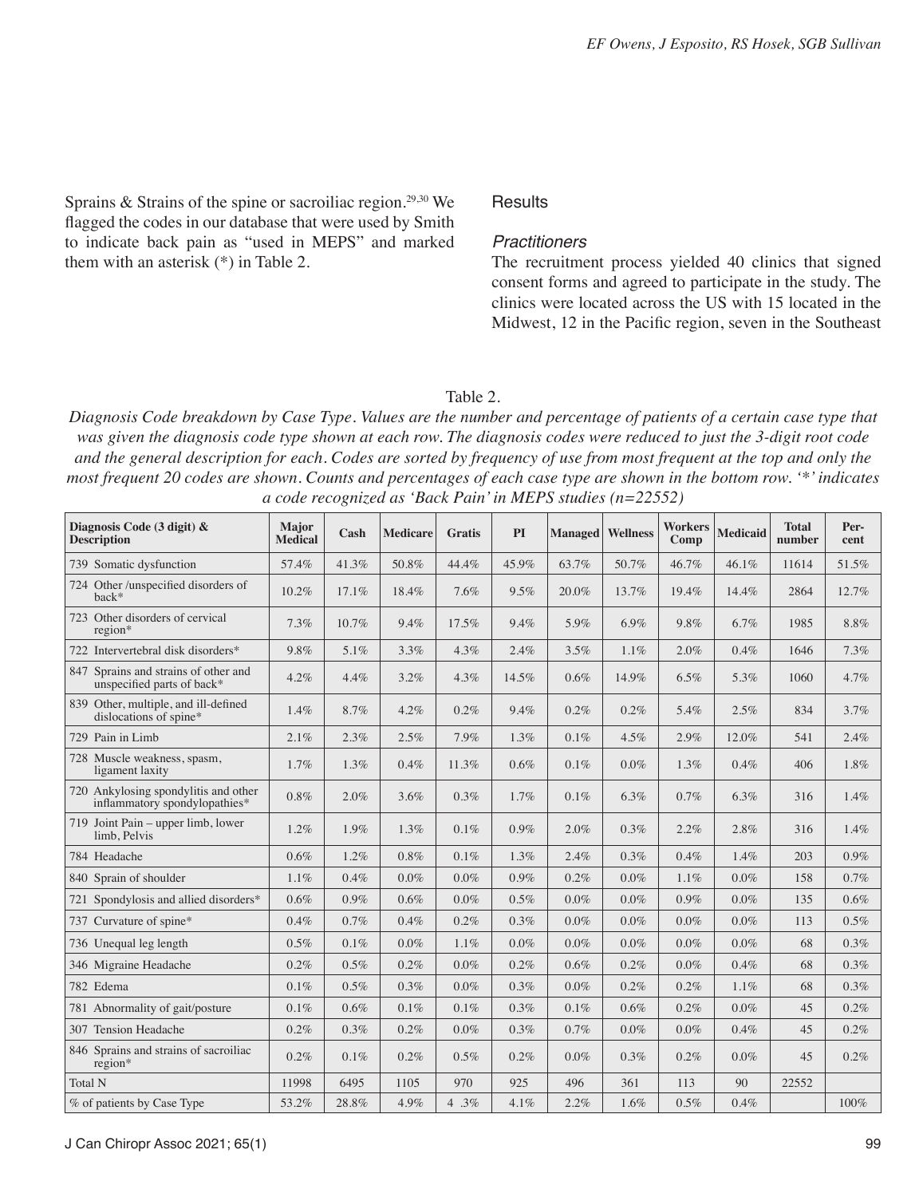Sprains & Strains of the spine or sacroiliac region.[29,30] We flagged the codes in our database that were used by Smith to indicate back pain as "used in MEPS" and marked them with an asterisk (*) in Table 2.

## Results

### *Practitioners*

The recruitment process yielded 40 clinics that signed consent forms and agreed to participate in the study. The clinics were located across the US with 15 located in the Midwest, 12 in the Pacific region, seven in the Southeast

Table 2.

*Diagnosis Code breakdown by Case Type. Values are the number and percentage of patients of a certain case type that was given the diagnosis code type shown at each row. The diagnosis codes were reduced to just the 3-digit root code and the general description for each. Codes are sorted by frequency of use from most frequent at the top and only the most frequent 20 codes are shown. Counts and percentages of each case type are shown in the bottom row. '*' indicates a code recognized as 'Back Pain' in MEPS studies (n=22552)*

| Diagnosis Code (3 digit) & Description | Major Medical | Cash | Medicare | Gratis | PI | Managed | Wellness | Workers Comp | Medicaid | Total number | Per-cent |
|---|---|---|---|---|---|---|---|---|---|---|---|
| 739 Somatic dysfunction | 57.4% | 41.3% | 50.8% | 44.4% | 45.9% | 63.7% | 50.7% | 46.7% | 46.1% | 11614 | 51.5% |
| 724 Other /unspecified disorders of back* | 10.2% | 17.1% | 18.4% | 7.6% | 9.5% | 20.0% | 13.7% | 19.4% | 14.4% | 2864 | 12.7% |
| 723 Other disorders of cervical region* | 7.3% | 10.7% | 9.4% | 17.5% | 9.4% | 5.9% | 6.9% | 9.8% | 6.7% | 1985 | 8.8% |
| 722 Intervertebral disk disorders* | 9.8% | 5.1% | 3.3% | 4.3% | 2.4% | 3.5% | 1.1% | 2.0% | 0.4% | 1646 | 7.3% |
| 847 Sprains and strains of other and unspecified parts of back* | 4.2% | 4.4% | 3.2% | 4.3% | 14.5% | 0.6% | 14.9% | 6.5% | 5.3% | 1060 | 4.7% |
| 839 Other, multiple, and ill-defined dislocations of spine* | 1.4% | 8.7% | 4.2% | 0.2% | 9.4% | 0.2% | 0.2% | 5.4% | 2.5% | 834 | 3.7% |
| 729 Pain in Limb | 2.1% | 2.3% | 2.5% | 7.9% | 1.3% | 0.1% | 4.5% | 2.9% | 12.0% | 541 | 2.4% |
| 728 Muscle weakness, spasm, ligament laxity | 1.7% | 1.3% | 0.4% | 11.3% | 0.6% | 0.1% | 0.0% | 1.3% | 0.4% | 406 | 1.8% |
| 720 Ankylosing spondylitis and other inflammatory spondylopathies* | 0.8% | 2.0% | 3.6% | 0.3% | 1.7% | 0.1% | 6.3% | 0.7% | 6.3% | 316 | 1.4% |
| 719 Joint Pain – upper limb, lower limb, Pelvis | 1.2% | 1.9% | 1.3% | 0.1% | 0.9% | 2.0% | 0.3% | 2.2% | 2.8% | 316 | 1.4% |
| 784 Headache | 0.6% | 1.2% | 0.8% | 0.1% | 1.3% | 2.4% | 0.3% | 0.4% | 1.4% | 203 | 0.9% |
| 840 Sprain of shoulder | 1.1% | 0.4% | 0.0% | 0.0% | 0.9% | 0.2% | 0.0% | 1.1% | 0.0% | 158 | 0.7% |
| 721 Spondylosis and allied disorders* | 0.6% | 0.9% | 0.6% | 0.0% | 0.5% | 0.0% | 0.0% | 0.9% | 0.0% | 135 | 0.6% |
| 737 Curvature of spine* | 0.4% | 0.7% | 0.4% | 0.2% | 0.3% | 0.0% | 0.0% | 0.0% | 0.0% | 113 | 0.5% |
| 736 Unequal leg length | 0.5% | 0.1% | 0.0% | 1.1% | 0.0% | 0.0% | 0.0% | 0.0% | 0.0% | 68 | 0.3% |
| 346 Migraine Headache | 0.2% | 0.5% | 0.2% | 0.0% | 0.2% | 0.6% | 0.2% | 0.0% | 0.4% | 68 | 0.3% |
| 782 Edema | 0.1% | 0.5% | 0.3% | 0.0% | 0.3% | 0.0% | 0.2% | 0.2% | 1.1% | 68 | 0.3% |
| 781 Abnormality of gait/posture | 0.1% | 0.6% | 0.1% | 0.1% | 0.3% | 0.1% | 0.6% | 0.2% | 0.0% | 45 | 0.2% |
| 307 Tension Headache | 0.2% | 0.3% | 0.2% | 0.0% | 0.3% | 0.7% | 0.0% | 0.0% | 0.4% | 45 | 0.2% |
| 846 Sprains and strains of sacroiliac region* | 0.2% | 0.1% | 0.2% | 0.5% | 0.2% | 0.0% | 0.3% | 0.2% | 0.0% | 45 | 0.2% |
| Total N | 11998 | 6495 | 1105 | 970 | 925 | 496 | 361 | 113 | 90 | 22552 | |
| % of patients by Case Type | 53.2% | 28.8% | 4.9% | 4 .3% | 4.1% | 2.2% | 1.6% | 0.5% | 0.4% | | 100% |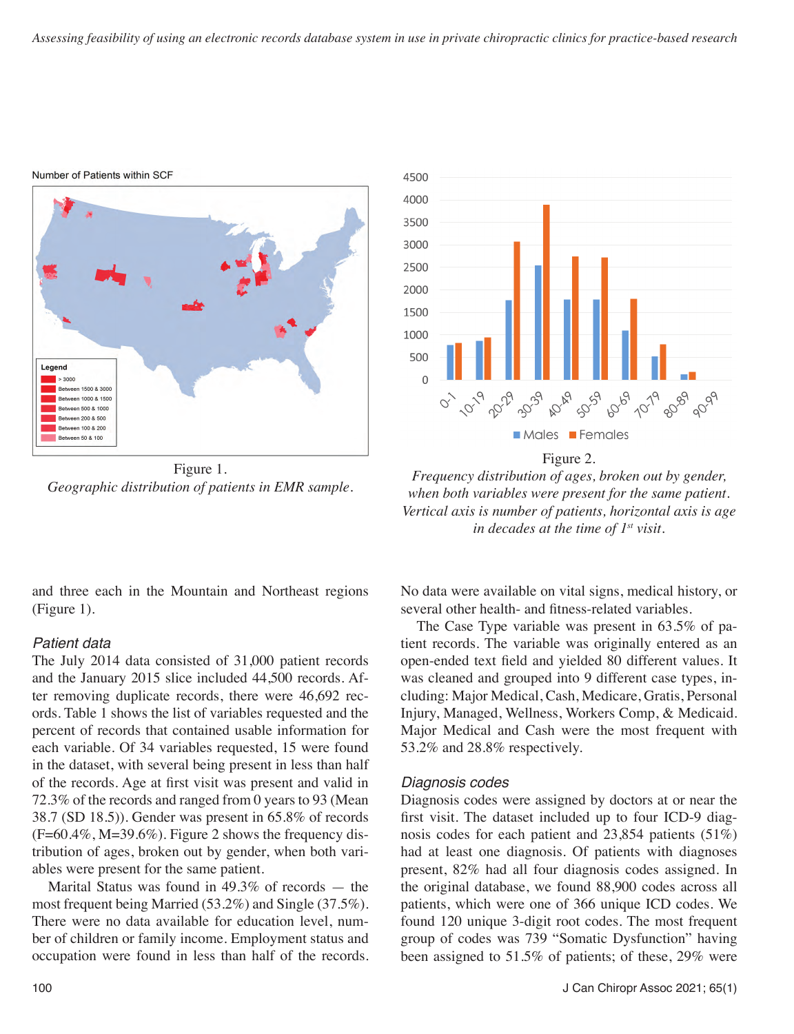Number of Patients within SCF

Legend
> 3000
Between 1500 & 3000
Between 1000 & 1500
Between 500 & 1000
Between 200 & 500
Between 100 & 200
Between 50 & 100

Figure 1.
*Geographic distribution of patients in EMR sample.*

4500
4000
3500
3000
2500
2000
1500
1000
500
0
0-1 10-19 20-29 30-39 40-49 50-59 60-69 70-79 80-89 90-99
Males Females

Figure 2.
*Frequency distribution of ages, broken out by gender, when both variables were present for the same patient. Vertical axis is number of patients, horizontal axis is age in decades at the time of 1st visit.*

and three each in the Mountain and Northeast regions (Figure 1).

### *Patient data*

The July 2014 data consisted of 31,000 patient records and the January 2015 slice included 44,500 records. After removing duplicate records, there were 46,692 records. Table 1 shows the list of variables requested and the percent of records that contained usable information for each variable. Of 34 variables requested, 15 were found in the dataset, with several being present in less than half of the records. Age at first visit was present and valid in 72.3% of the records and ranged from 0 years to 93 (Mean 38.7 (SD 18.5)). Gender was present in 65.8% of records (F=60.4%, M=39.6%). Figure 2 shows the frequency distribution of ages, broken out by gender, when both variables were present for the same patient.

Marital Status was found in 49.3% of records — the most frequent being Married (53.2%) and Single (37.5%). There were no data available for education level, number of children or family income. Employment status and occupation were found in less than half of the records. No data were available on vital signs, medical history, or several other health- and fitness-related variables.

The Case Type variable was present in 63.5% of patient records. The variable was originally entered as an open-ended text field and yielded 80 different values. It was cleaned and grouped into 9 different case types, including: Major Medical, Cash, Medicare, Gratis, Personal Injury, Managed, Wellness, Workers Comp, & Medicaid. Major Medical and Cash were the most frequent with 53.2% and 28.8% respectively.

### *Diagnosis codes*

Diagnosis codes were assigned by doctors at or near the first visit. The dataset included up to four ICD-9 diagnosis codes for each patient and 23,854 patients (51%) had at least one diagnosis. Of patients with diagnoses present, 82% had all four diagnosis codes assigned. In the original database, we found 88,900 codes across all patients, which were one of 366 unique ICD codes. We found 120 unique 3-digit root codes. The most frequent group of codes was 739 "Somatic Dysfunction" having been assigned to 51.5% of patients; of these, 29% were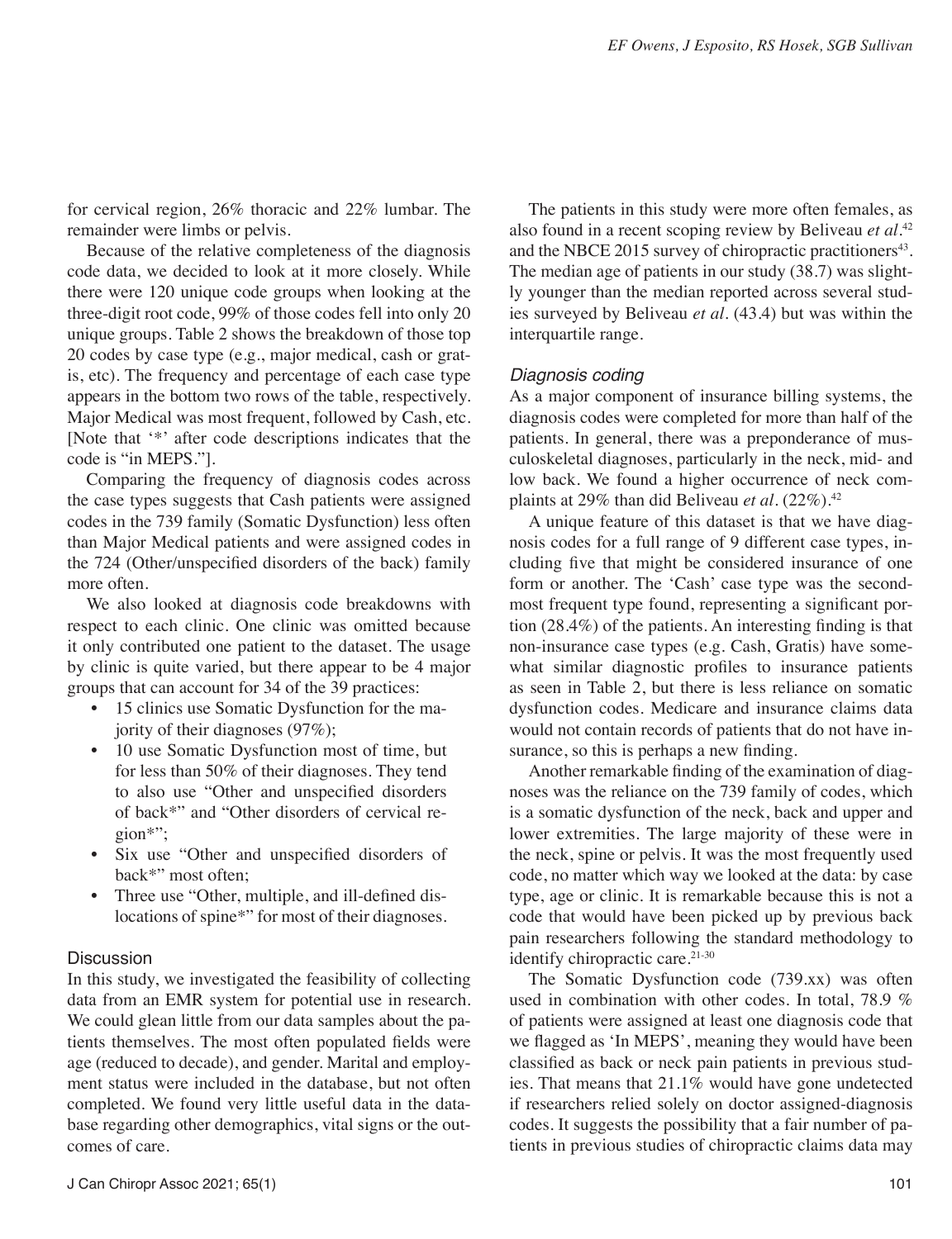for cervical region, 26% thoracic and 22% lumbar. The remainder were limbs or pelvis.

Because of the relative completeness of the diagnosis code data, we decided to look at it more closely. While there were 120 unique code groups when looking at the three-digit root code, 99% of those codes fell into only 20 unique groups. Table 2 shows the breakdown of those top 20 codes by case type (e.g., major medical, cash or gratis, etc). The frequency and percentage of each case type appears in the bottom two rows of the table, respectively. Major Medical was most frequent, followed by Cash, etc. [Note that '*' after code descriptions indicates that the code is "in MEPS."].

Comparing the frequency of diagnosis codes across the case types suggests that Cash patients were assigned codes in the 739 family (Somatic Dysfunction) less often than Major Medical patients and were assigned codes in the 724 (Other/unspecified disorders of the back) family more often.

We also looked at diagnosis code breakdowns with respect to each clinic. One clinic was omitted because it only contributed one patient to the dataset. The usage by clinic is quite varied, but there appear to be 4 major groups that can account for 34 of the 39 practices:

- 15 clinics use Somatic Dysfunction for the majority of their diagnoses (97%);
- 10 use Somatic Dysfunction most of time, but for less than 50% of their diagnoses. They tend to also use "Other and unspecified disorders of back*" and "Other disorders of cervical region*";
- Six use "Other and unspecified disorders of back*" most often;
- Three use "Other, multiple, and ill-defined dislocations of spine*" for most of their diagnoses.

## Discussion

In this study, we investigated the feasibility of collecting data from an EMR system for potential use in research. We could glean little from our data samples about the patients themselves. The most often populated fields were age (reduced to decade), and gender. Marital and employment status were included in the database, but not often completed. We found very little useful data in the database regarding other demographics, vital signs or the outcomes of care.

The patients in this study were more often females, as also found in a recent scoping review by Beliveau *et al*.[42] and the NBCE 2015 survey of chiropractic practitioners[43]. The median age of patients in our study (38.7) was slightly younger than the median reported across several studies surveyed by Beliveau *et al*. (43.4) but was within the interquartile range.

### *Diagnosis coding*

As a major component of insurance billing systems, the diagnosis codes were completed for more than half of the patients. In general, there was a preponderance of musculoskeletal diagnoses, particularly in the neck, mid- and low back. We found a higher occurrence of neck complaints at 29% than did Beliveau *et al*. (22%).[42]

A unique feature of this dataset is that we have diagnosis codes for a full range of 9 different case types, including five that might be considered insurance of one form or another. The 'Cash' case type was the second-most frequent type found, representing a significant portion (28.4%) of the patients. An interesting finding is that non-insurance case types (e.g. Cash, Gratis) have somewhat similar diagnostic profiles to insurance patients as seen in Table 2, but there is less reliance on somatic dysfunction codes. Medicare and insurance claims data would not contain records of patients that do not have insurance, so this is perhaps a new finding.

Another remarkable finding of the examination of diagnoses was the reliance on the 739 family of codes, which is a somatic dysfunction of the neck, back and upper and lower extremities. The large majority of these were in the neck, spine or pelvis. It was the most frequently used code, no matter which way we looked at the data: by case type, age or clinic. It is remarkable because this is not a code that would have been picked up by previous back pain researchers following the standard methodology to identify chiropractic care.[21-30]

The Somatic Dysfunction code (739.xx) was often used in combination with other codes. In total, 78.9 % of patients were assigned at least one diagnosis code that we flagged as 'In MEPS', meaning they would have been classified as back or neck pain patients in previous studies. That means that 21.1% would have gone undetected if researchers relied solely on doctor assigned-diagnosis codes. It suggests the possibility that a fair number of patients in previous studies of chiropractic claims data may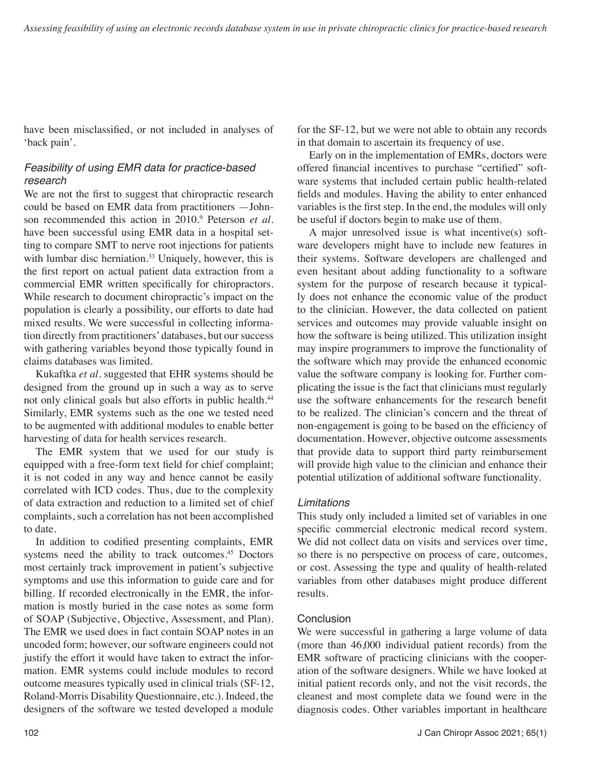have been misclassified, or not included in analyses of 'back pain'.

### *Feasibility of using EMR data for practice-based research*

We are not the first to suggest that chiropractic research could be based on EMR data from practitioners —Johnson recommended this action in 2010.[9] Peterson *et al.* have been successful using EMR data in a hospital setting to compare SMT to nerve root injections for patients with lumbar disc herniation.[33] Uniquely, however, this is the first report on actual patient data extraction from a commercial EMR written specifically for chiropractors. While research to document chiropractic's impact on the population is clearly a possibility, our efforts to date had mixed results. We were successful in collecting information directly from practitioners' databases, but our success with gathering variables beyond those typically found in claims databases was limited.

Kukaftka *et al.* suggested that EHR systems should be designed from the ground up in such a way as to serve not only clinical goals but also efforts in public health.[44] Similarly, EMR systems such as the one we tested need to be augmented with additional modules to enable better harvesting of data for health services research.

The EMR system that we used for our study is equipped with a free-form text field for chief complaint; it is not coded in any way and hence cannot be easily correlated with ICD codes. Thus, due to the complexity of data extraction and reduction to a limited set of chief complaints, such a correlation has not been accomplished to date.

In addition to codified presenting complaints, EMR systems need the ability to track outcomes.[45] Doctors most certainly track improvement in patient's subjective symptoms and use this information to guide care and for billing. If recorded electronically in the EMR, the information is mostly buried in the case notes as some form of SOAP (Subjective, Objective, Assessment, and Plan). The EMR we used does in fact contain SOAP notes in an uncoded form; however, our software engineers could not justify the effort it would have taken to extract the information. EMR systems could include modules to record outcome measures typically used in clinical trials (SF-12, Roland-Morris Disability Questionnaire, etc.). Indeed, the designers of the software we tested developed a module for the SF-12, but we were not able to obtain any records in that domain to ascertain its frequency of use.

Early on in the implementation of EMRs, doctors were offered financial incentives to purchase "certified" software systems that included certain public health-related fields and modules. Having the ability to enter enhanced variables is the first step. In the end, the modules will only be useful if doctors begin to make use of them.

A major unresolved issue is what incentive(s) software developers might have to include new features in their systems. Software developers are challenged and even hesitant about adding functionality to a software system for the purpose of research because it typically does not enhance the economic value of the product to the clinician. However, the data collected on patient services and outcomes may provide valuable insight on how the software is being utilized. This utilization insight may inspire programmers to improve the functionality of the software which may provide the enhanced economic value the software company is looking for. Further complicating the issue is the fact that clinicians must regularly use the software enhancements for the research benefit to be realized. The clinician's concern and the threat of non-engagement is going to be based on the efficiency of documentation. However, objective outcome assessments that provide data to support third party reimbursement will provide high value to the clinician and enhance their potential utilization of additional software functionality.

### *Limitations*

This study only included a limited set of variables in one specific commercial electronic medical record system. We did not collect data on visits and services over time, so there is no perspective on process of care, outcomes, or cost. Assessing the type and quality of health-related variables from other databases might produce different results.

### Conclusion

We were successful in gathering a large volume of data (more than 46,000 individual patient records) from the EMR software of practicing clinicians with the cooperation of the software designers. While we have looked at initial patient records only, and not the visit records, the cleanest and most complete data we found were in the diagnosis codes. Other variables important in healthcare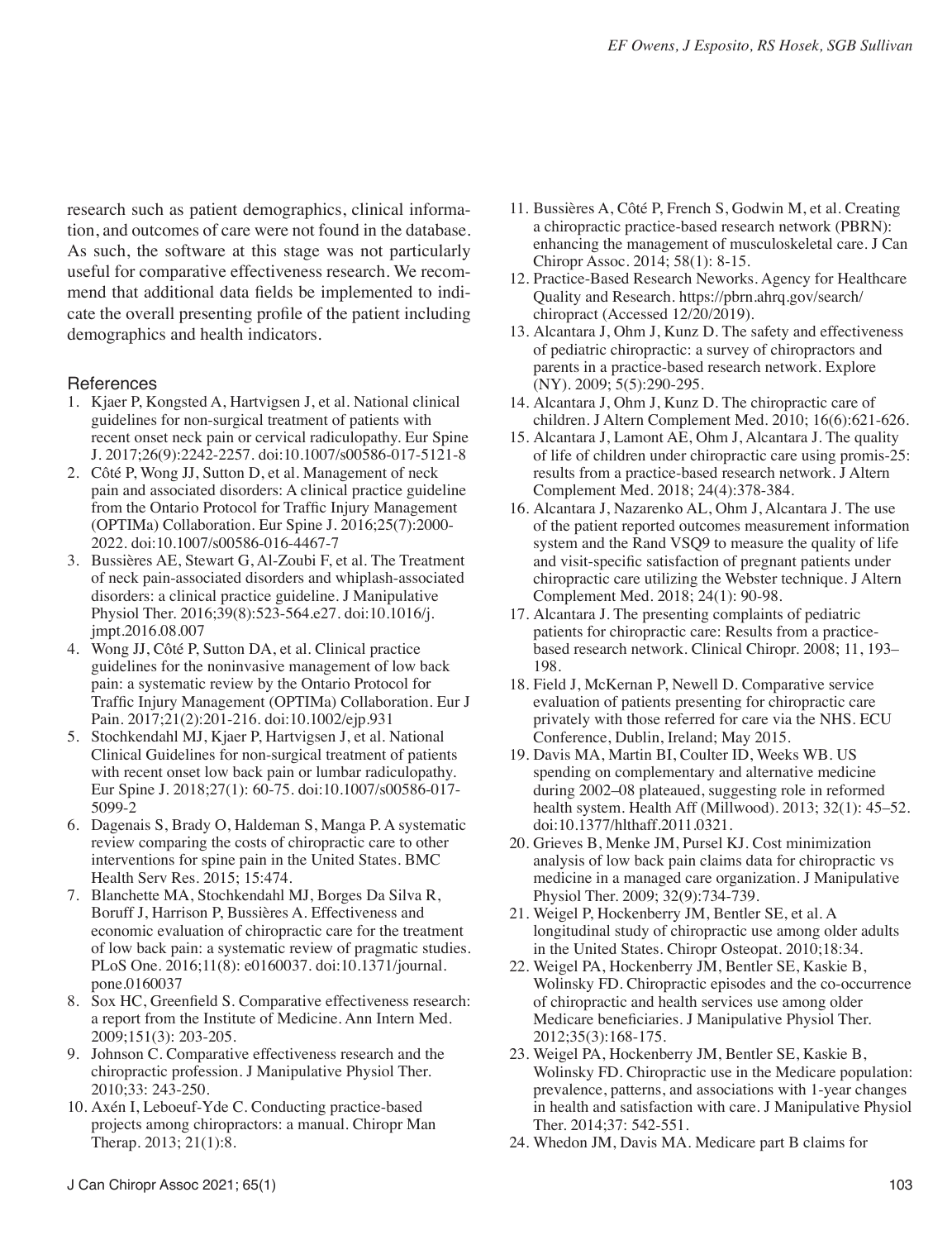research such as patient demographics, clinical information, and outcomes of care were not found in the database. As such, the software at this stage was not particularly useful for comparative effectiveness research. We recommend that additional data fields be implemented to indicate the overall presenting profile of the patient including demographics and health indicators.

## References

1. Kjaer P, Kongsted A, Hartvigsen J, et al. National clinical guidelines for non-surgical treatment of patients with recent onset neck pain or cervical radiculopathy. Eur Spine J. 2017;26(9):2242-2257. doi:10.1007/s00586-017-5121-8
2. Côté P, Wong JJ, Sutton D, et al. Management of neck pain and associated disorders: A clinical practice guideline from the Ontario Protocol for Traffic Injury Management (OPTIMa) Collaboration. Eur Spine J. 2016;25(7):2000-2022. doi:10.1007/s00586-016-4467-7
3. Bussières AE, Stewart G, Al-Zoubi F, et al. The Treatment of neck pain-associated disorders and whiplash-associated disorders: a clinical practice guideline. J Manipulative Physiol Ther. 2016;39(8):523-564.e27. doi:10.1016/j.jmpt.2016.08.007
4. Wong JJ, Côté P, Sutton DA, et al. Clinical practice guidelines for the noninvasive management of low back pain: a systematic review by the Ontario Protocol for Traffic Injury Management (OPTIMa) Collaboration. Eur J Pain. 2017;21(2):201-216. doi:10.1002/ejp.931
5. Stochkendahl MJ, Kjaer P, Hartvigsen J, et al. National Clinical Guidelines for non-surgical treatment of patients with recent onset low back pain or lumbar radiculopathy. Eur Spine J. 2018;27(1): 60-75. doi:10.1007/s00586-017-5099-2
6. Dagenais S, Brady O, Haldeman S, Manga P. A systematic review comparing the costs of chiropractic care to other interventions for spine pain in the United States. BMC Health Serv Res. 2015; 15:474.
7. Blanchette MA, Stochkendahl MJ, Borges Da Silva R, Boruff J, Harrison P, Bussières A. Effectiveness and economic evaluation of chiropractic care for the treatment of low back pain: a systematic review of pragmatic studies. PLoS One. 2016;11(8): e0160037. doi:10.1371/journal.pone.0160037
8. Sox HC, Greenfield S. Comparative effectiveness research: a report from the Institute of Medicine. Ann Intern Med. 2009;151(3): 203-205.
9. Johnson C. Comparative effectiveness research and the chiropractic profession. J Manipulative Physiol Ther. 2010;33: 243-250.
10. Axén I, Leboeuf-Yde C. Conducting practice-based projects among chiropractors: a manual. Chiropr Man Therap. 2013; 21(1):8.
11. Bussières A, Côté P, French S, Godwin M, et al. Creating a chiropractic practice-based research network (PBRN): enhancing the management of musculoskeletal care. J Can Chiropr Assoc. 2014; 58(1): 8-15.
12. Practice-Based Research Neworks. Agency for Healthcare Quality and Research. https://pbrn.ahrq.gov/search/chiropract (Accessed 12/20/2019).
13. Alcantara J, Ohm J, Kunz D. The safety and effectiveness of pediatric chiropractic: a survey of chiropractors and parents in a practice-based research network. Explore (NY). 2009; 5(5):290-295.
14. Alcantara J, Ohm J, Kunz D. The chiropractic care of children. J Altern Complement Med. 2010; 16(6):621-626.
15. Alcantara J, Lamont AE, Ohm J, Alcantara J. The quality of life of children under chiropractic care using promis-25: results from a practice-based research network. J Altern Complement Med. 2018; 24(4):378-384.
16. Alcantara J, Nazarenko AL, Ohm J, Alcantara J. The use of the patient reported outcomes measurement information system and the Rand VSQ9 to measure the quality of life and visit-specific satisfaction of pregnant patients under chiropractic care utilizing the Webster technique. J Altern Complement Med. 2018; 24(1): 90-98.
17. Alcantara J. The presenting complaints of pediatric patients for chiropractic care: Results from a practice-based research network. Clinical Chiropr. 2008; 11, 193–198.
18. Field J, McKernan P, Newell D. Comparative service evaluation of patients presenting for chiropractic care privately with those referred for care via the NHS. ECU Conference, Dublin, Ireland; May 2015.
19. Davis MA, Martin BI, Coulter ID, Weeks WB. US spending on complementary and alternative medicine during 2002–08 plateaued, suggesting role in reformed health system. Health Aff (Millwood). 2013; 32(1): 45–52. doi:10.1377/hlthaff.2011.0321.
20. Grieves B, Menke JM, Pursel KJ. Cost minimization analysis of low back pain claims data for chiropractic vs medicine in a managed care organization. J Manipulative Physiol Ther. 2009; 32(9):734-739.
21. Weigel P, Hockenberry JM, Bentler SE, et al. A longitudinal study of chiropractic use among older adults in the United States. Chiropr Osteopat. 2010;18:34.
22. Weigel PA, Hockenberry JM, Bentler SE, Kaskie B, Wolinsky FD. Chiropractic episodes and the co-occurrence of chiropractic and health services use among older Medicare beneficiaries. J Manipulative Physiol Ther. 2012;35(3):168-175.
23. Weigel PA, Hockenberry JM, Bentler SE, Kaskie B, Wolinsky FD. Chiropractic use in the Medicare population: prevalence, patterns, and associations with 1-year changes in health and satisfaction with care. J Manipulative Physiol Ther. 2014;37: 542-551.
24. Whedon JM, Davis MA. Medicare part B claims for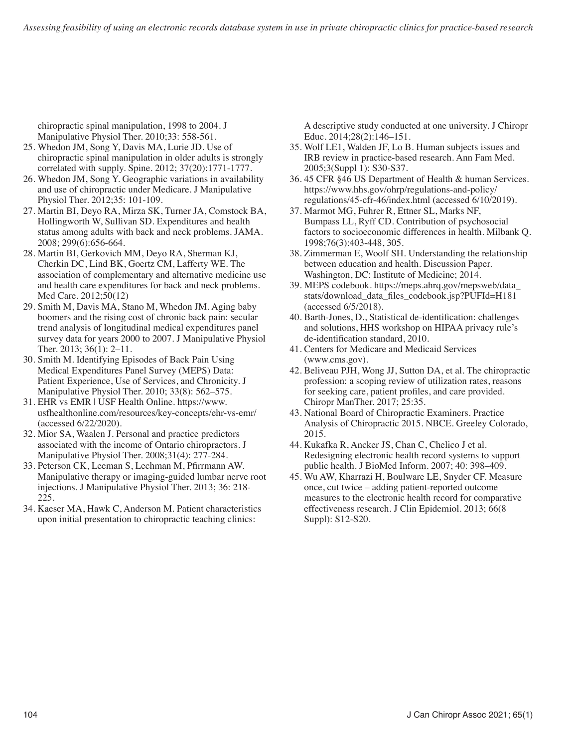chiropractic spinal manipulation, 1998 to 2004. J Manipulative Physiol Ther. 2010;33: 558-561.

25. Whedon JM, Song Y, Davis MA, Lurie JD. Use of chiropractic spinal manipulation in older adults is strongly correlated with supply. Spine. 2012; 37(20):1771-1777.
26. Whedon JM, Song Y. Geographic variations in availability and use of chiropractic under Medicare. J Manipulative Physiol Ther. 2012;35: 101-109.
27. Martin BI, Deyo RA, Mirza SK, Turner JA, Comstock BA, Hollingworth W, Sullivan SD. Expenditures and health status among adults with back and neck problems. JAMA. 2008; 299(6):656-664.
28. Martin BI, Gerkovich MM, Deyo RA, Sherman KJ, Cherkin DC, Lind BK, Goertz CM, Lafferty WE. The association of complementary and alternative medicine use and health care expenditures for back and neck problems. Med Care. 2012;50(12)
29. Smith M, Davis MA, Stano M, Whedon JM. Aging baby boomers and the rising cost of chronic back pain: secular trend analysis of longitudinal medical expenditures panel survey data for years 2000 to 2007. J Manipulative Physiol Ther. 2013; 36(1): 2–11.
30. Smith M. Identifying Episodes of Back Pain Using Medical Expenditures Panel Survey (MEPS) Data: Patient Experience, Use of Services, and Chronicity. J Manipulative Physiol Ther. 2010; 33(8): 562–575.
31. EHR vs EMR | USF Health Online. https://www.usfhealthonline.com/resources/key-concepts/ehr-vs-emr/ (accessed 6/22/2020).
32. Mior SA, Waalen J. Personal and practice predictors associated with the income of Ontario chiropractors. J Manipulative Physiol Ther. 2008;31(4): 277-284.
33. Peterson CK, Leeman S, Lechman M, Pfirrmann AW. Manipulative therapy or imaging-guided lumbar nerve root injections. J Manipulative Physiol Ther. 2013; 36: 218-225.
34. Kaeser MA, Hawk C, Anderson M. Patient characteristics upon initial presentation to chiropractic teaching clinics: A descriptive study conducted at one university. J Chiropr Educ. 2014;28(2):146–151.
35. Wolf LE1, Walden JF, Lo B. Human subjects issues and IRB review in practice-based research. Ann Fam Med. 2005;3(Suppl 1): S30-S37.
36. 45 CFR §46 US Department of Health & human Services. https://www.hhs.gov/ohrp/regulations-and-policy/regulations/45-cfr-46/index.html (accessed 6/10/2019).
37. Marmot MG, Fuhrer R, Ettner SL, Marks NF, Bumpass LL, Ryff CD. Contribution of psychosocial factors to socioeconomic differences in health. Milbank Q. 1998;76(3):403-448, 305.
38. Zimmerman E, Woolf SH. Understanding the relationship between education and health. Discussion Paper. Washington, DC: Institute of Medicine; 2014.
39. MEPS codebook. https://meps.ahrq.gov/mepsweb/data_stats/download_data_files_codebook.jsp?PUFId=H181 (accessed 6/5/2018).
40. Barth-Jones, D., Statistical de-identification: challenges and solutions, HHS workshop on HIPAA privacy rule's de-identification standard, 2010.
41. Centers for Medicare and Medicaid Services (www.cms.gov).
42. Beliveau PJH, Wong JJ, Sutton DA, et al. The chiropractic profession: a scoping review of utilization rates, reasons for seeking care, patient profiles, and care provided. Chiropr ManTher. 2017; 25:35.
43. National Board of Chiropractic Examiners. Practice Analysis of Chiropractic 2015. NBCE. Greeley Colorado, 2015.
44. Kukafka R, Ancker JS, Chan C, Chelico J et al. Redesigning electronic health record systems to support public health. J BioMed Inform. 2007; 40: 398–409.
45. Wu AW, Kharrazi H, Boulware LE, Snyder CF. Measure once, cut twice – adding patient-reported outcome measures to the electronic health record for comparative effectiveness research. J Clin Epidemiol. 2013; 66(8 Suppl): S12-S20.